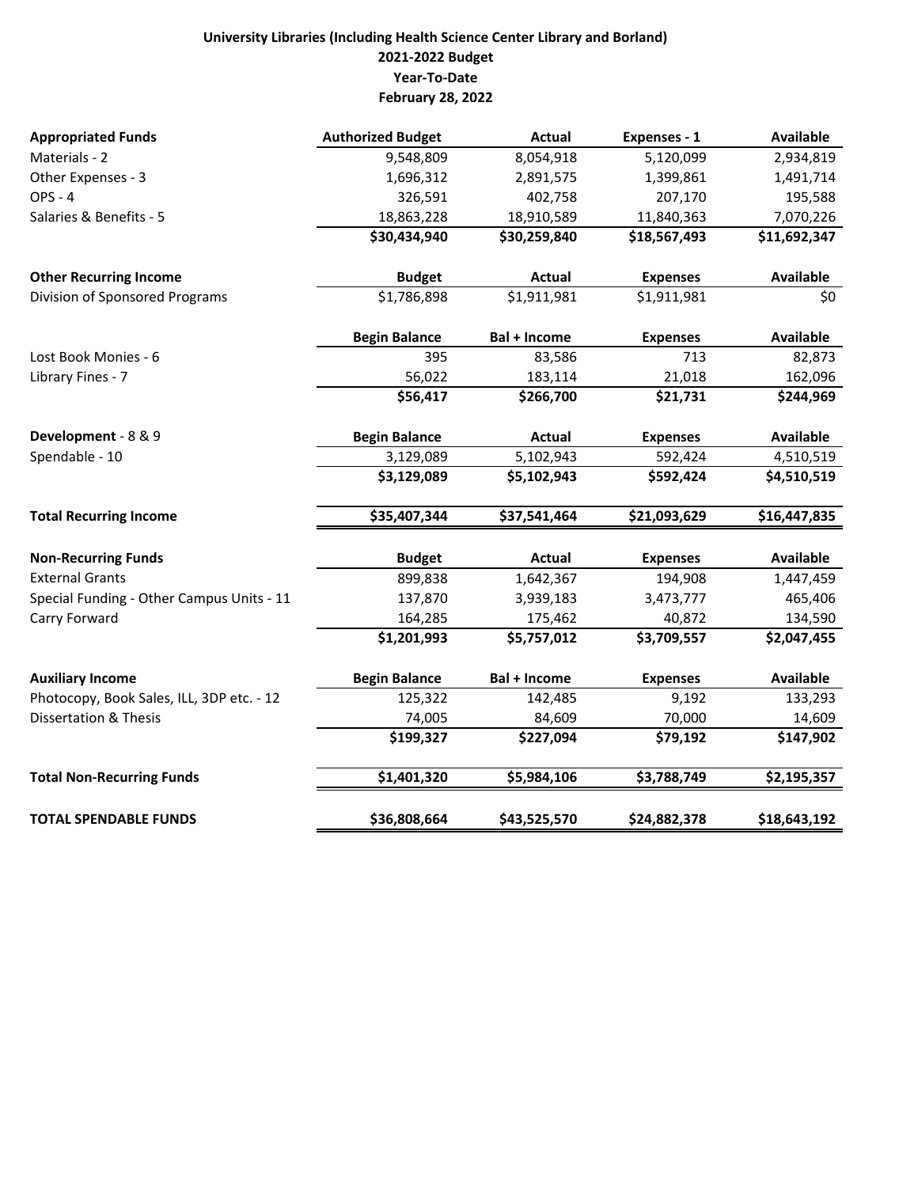**University Libraries (Including Health Science Center Library and Borland)**
**2021-2022 Budget**
**Year-To-Date**
**February 28, 2022**

| **Appropriated Funds** | **Authorized Budget** | **Actual** | **Expenses - 1** | **Available** |
|---|---|---|---|---|
| Materials - 2 | 9,548,809 | 8,054,918 | 5,120,099 | 2,934,819 |
| Other Expenses - 3 | 1,696,312 | 2,891,575 | 1,399,861 | 1,491,714 |
| OPS - 4 | 326,591 | 402,758 | 207,170 | 195,588 |
| Salaries & Benefits - 5 | 18,863,228 | 18,910,589 | 11,840,363 | 7,070,226 |
| | **$30,434,940** | **$30,259,840** | **$18,567,493** | **$11,692,347** |
| **Other Recurring Income** | **Budget** | **Actual** | **Expenses** | **Available** |
| Division of Sponsored Programs | $1,786,898 | $1,911,981 | $1,911,981 | $0 |
| | **Begin Balance** | **Bal + Income** | **Expenses** | **Available** |
| Lost Book Monies - 6 | 395 | 83,586 | 713 | 82,873 |
| Library Fines - 7 | 56,022 | 183,114 | 21,018 | 162,096 |
| | **$56,417** | **$266,700** | **$21,731** | **$244,969** |
| **Development** - 8 & 9 | **Begin Balance** | **Actual** | **Expenses** | **Available** |
| Spendable - 10 | 3,129,089 | 5,102,943 | 592,424 | 4,510,519 |
| | **$3,129,089** | **$5,102,943** | **$592,424** | **$4,510,519** |
| **Total Recurring Income** | **$35,407,344** | **$37,541,464** | **$21,093,629** | **$16,447,835** |
| **Non-Recurring Funds** | **Budget** | **Actual** | **Expenses** | **Available** |
| External Grants | 899,838 | 1,642,367 | 194,908 | 1,447,459 |
| Special Funding - Other Campus Units - 11 | 137,870 | 3,939,183 | 3,473,777 | 465,406 |
| Carry Forward | 164,285 | 175,462 | 40,872 | 134,590 |
| | **$1,201,993** | **$5,757,012** | **$3,709,557** | **$2,047,455** |
| **Auxiliary Income** | **Begin Balance** | **Bal + Income** | **Expenses** | **Available** |
| Photocopy, Book Sales, ILL, 3DP etc. - 12 | 125,322 | 142,485 | 9,192 | 133,293 |
| Dissertation & Thesis | 74,005 | 84,609 | 70,000 | 14,609 |
| | **$199,327** | **$227,094** | **$79,192** | **$147,902** |
| **Total Non-Recurring Funds** | **$1,401,320** | **$5,984,106** | **$3,788,749** | **$2,195,357** |
| **TOTAL SPENDABLE FUNDS** | **$36,808,664** | **$43,525,570** | **$24,882,378** | **$18,643,192** |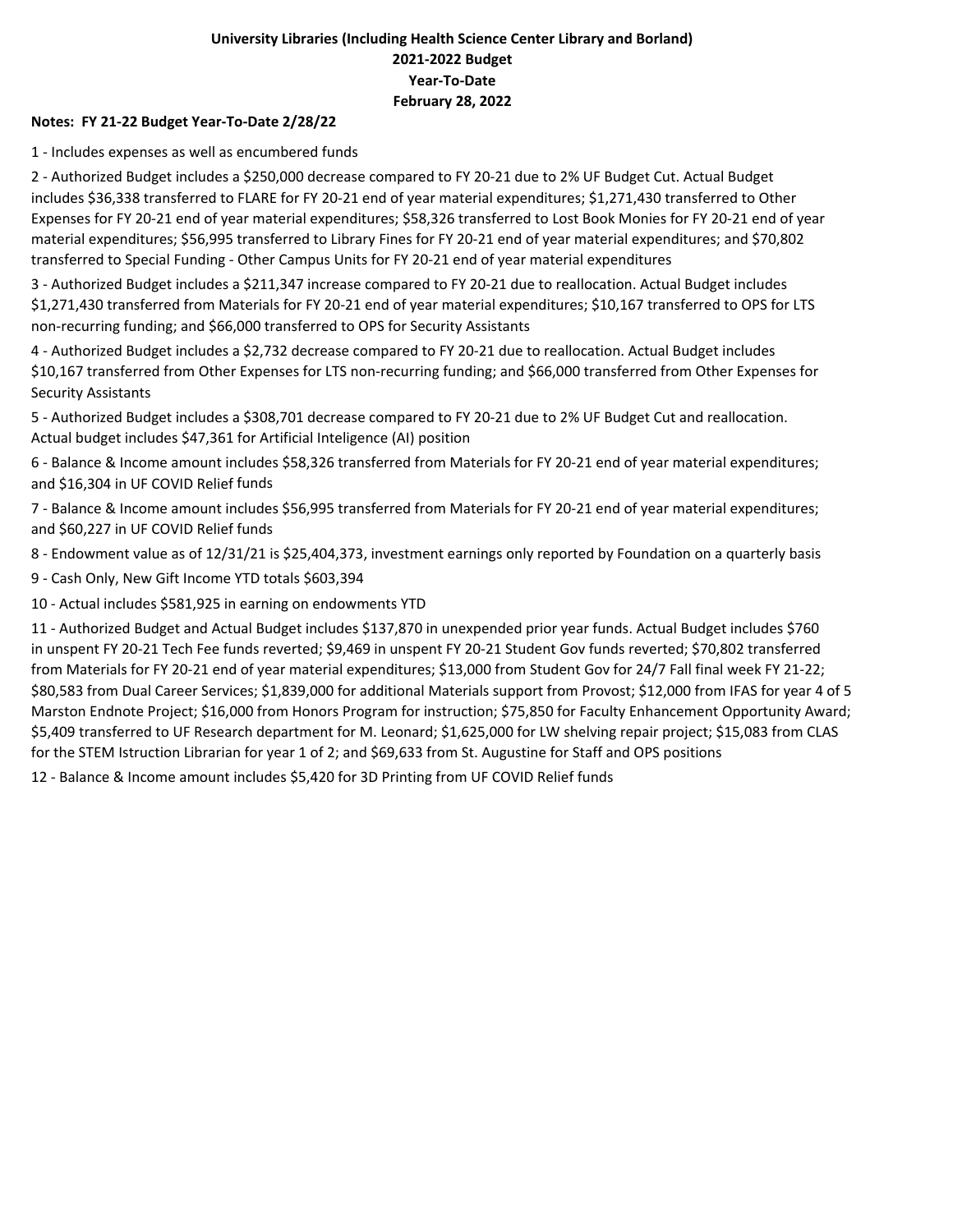**University Libraries (Including Health Science Center Library and Borland)**
**2021-2022 Budget**
**Year-To-Date**
**February 28, 2022**

**Notes: FY 21-22 Budget Year-To-Date 2/28/22**

1 - Includes expenses as well as encumbered funds

2 - Authorized Budget includes a $250,000 decrease compared to FY 20-21 due to 2% UF Budget Cut. Actual Budget includes $36,338 transferred to FLARE for FY 20-21 end of year material expenditures; $1,271,430 transferred to Other Expenses for FY 20-21 end of year material expenditures; $58,326 transferred to Lost Book Monies for FY 20-21 end of year material expenditures; $56,995 transferred to Library Fines for FY 20-21 end of year material expenditures; and $70,802 transferred to Special Funding - Other Campus Units for FY 20-21 end of year material expenditures

3 - Authorized Budget includes a $211,347 increase compared to FY 20-21 due to reallocation. Actual Budget includes $1,271,430 transferred from Materials for FY 20-21 end of year material expenditures; $10,167 transferred to OPS for LTS non-recurring funding; and $66,000 transferred to OPS for Security Assistants

4 - Authorized Budget includes a $2,732 decrease compared to FY 20-21 due to reallocation. Actual Budget includes $10,167 transferred from Other Expenses for LTS non-recurring funding; and $66,000 transferred from Other Expenses for Security Assistants

5 - Authorized Budget includes a $308,701 decrease compared to FY 20-21 due to 2% UF Budget Cut and reallocation. Actual budget includes $47,361 for Artificial Inteligence (AI) position

6 - Balance & Income amount includes $58,326 transferred from Materials for FY 20-21 end of year material expenditures; and $16,304 in UF COVID Relief funds

7 - Balance & Income amount includes $56,995 transferred from Materials for FY 20-21 end of year material expenditures; and $60,227 in UF COVID Relief funds

8 - Endowment value as of 12/31/21 is $25,404,373, investment earnings only reported by Foundation on a quarterly basis

9 - Cash Only, New Gift Income YTD totals $603,394

10 - Actual includes $581,925 in earning on endowments YTD

11 - Authorized Budget and Actual Budget includes $137,870 in unexpended prior year funds. Actual Budget includes $760 in unspent FY 20-21 Tech Fee funds reverted; $9,469 in unspent FY 20-21 Student Gov funds reverted; $70,802 transferred from Materials for FY 20-21 end of year material expenditures; $13,000 from Student Gov for 24/7 Fall final week FY 21-22; $80,583 from Dual Career Services; $1,839,000 for additional Materials support from Provost; $12,000 from IFAS for year 4 of 5 Marston Endnote Project; $16,000 from Honors Program for instruction; $75,850 for Faculty Enhancement Opportunity Award; $5,409 transferred to UF Research department for M. Leonard; $1,625,000 for LW shelving repair project; $15,083 from CLAS for the STEM Istruction Librarian for year 1 of 2; and $69,633 from St. Augustine for Staff and OPS positions

12 - Balance & Income amount includes $5,420 for 3D Printing from UF COVID Relief funds